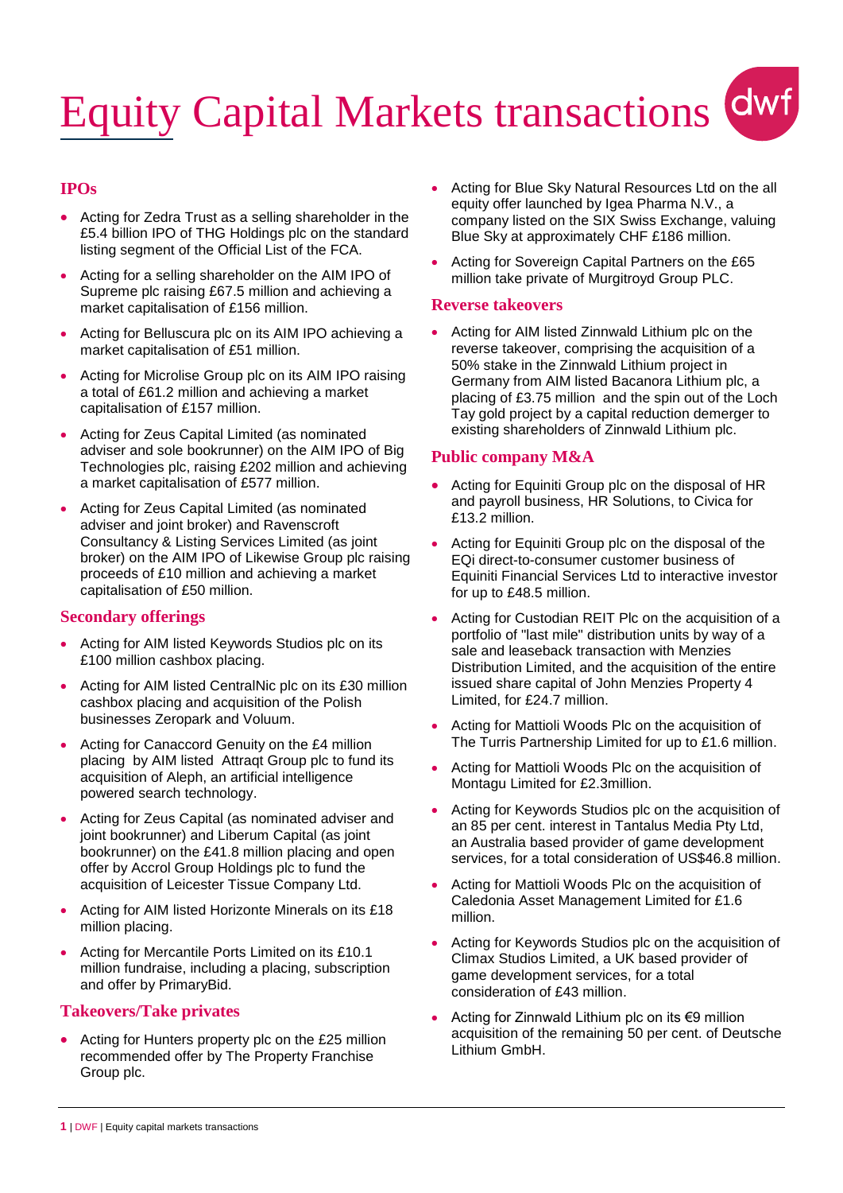# Equity Capital Markets transactions

## IPOs

- Acting for Zedra Trust as a selling shareholder in the £5.4 billion IPO of THG Holdings plc on the standard listing segment of the Official List of the FCA.
- Acting for a selling shareholder on the AIM IPO of Supreme plc raising £67.5 million and achieving a market capitalisation of £156 million.
- Acting for Belluscura plc on its AIM IPO achieving a market capitalisation of £51 million.
- Acting for Microlise Group plc on its AIM IPO raising a total of £61.2 million and achieving a market capitalisation of £157 million.
- Acting for Zeus Capital Limited (as nominated adviser and sole bookrunner) on the AIM IPO of Big Technologies plc, raising £202 million and achieving a market capitalisation of £577 million.
- Acting for Zeus Capital Limited (as nominated adviser and joint broker) and Ravenscroft Consultancy & Listing Services Limited (as joint broker) on the AIM IPO of Likewise Group plc raising proceeds of £10 million and achieving a market capitalisation of £50 million.

## Secondary offerings

- Acting for AIM listed Keywords Studios plc on its £100 million cashbox placing.
- Acting for AIM listed CentralNic plc on its £30 million cashbox placing and acquisition of the Polish businesses Zeropark and Voluum.
- Acting for Canaccord Genuity on the £4 million placing by AIM listed Attraqt Group plc to fund its acquisition of Aleph, an artificial intelligence powered search technology.
- Acting for Zeus Capital (as nominated adviser and joint bookrunner) and Liberum Capital (as joint bookrunner) on the £41.8 million placing and open offer by Accrol Group Holdings plc to fund the acquisition of Leicester Tissue Company Ltd.
- Acting for AIM listed Horizonte Minerals on its £18 million placing.
- Acting for Mercantile Ports Limited on its £10.1 million fundraise, including a placing, subscription and offer by PrimaryBid.

## Takeovers/Take privates

- Acting for Hunters property plc on the £25 million recommended offer by The Property Franchise Group plc.
- Acting for Blue Sky Natural Resources Ltd on the all equity offer launched by Igea Pharma N.V., a company listed on the SIX Swiss Exchange, valuing Blue Sky at approximately CHF £186 million.
- Acting for Sovereign Capital Partners on the £65 million take private of Murgitroyd Group PLC.

## Reverse takeovers

- Acting for AIM listed Zinnwald Lithium plc on the reverse takeover, comprising the acquisition of a 50% stake in the Zinnwald Lithium project in Germany from AIM listed Bacanora Lithium plc, a placing of £3.75 million and the spin out of the Loch Tay gold project by a capital reduction demerger to existing shareholders of Zinnwald Lithium plc.

## Public company M&A

- Acting for Equiniti Group plc on the disposal of HR and payroll business, HR Solutions, to Civica for £13.2 million.
- Acting for Equiniti Group plc on the disposal of the EQi direct-to-consumer customer business of Equiniti Financial Services Ltd to interactive investor for up to £48.5 million.
- Acting for Custodian REIT Plc on the acquisition of a portfolio of "last mile" distribution units by way of a sale and leaseback transaction with Menzies Distribution Limited, and the acquisition of the entire issued share capital of John Menzies Property 4 Limited, for £24.7 million.
- Acting for Mattioli Woods Plc on the acquisition of The Turris Partnership Limited for up to £1.6 million.
- Acting for Mattioli Woods Plc on the acquisition of Montagu Limited for £2.3million.
- Acting for Keywords Studios plc on the acquisition of an 85 per cent. interest in Tantalus Media Pty Ltd, an Australia based provider of game development services, for a total consideration of US$46.8 million.
- Acting for Mattioli Woods Plc on the acquisition of Caledonia Asset Management Limited for £1.6 million.
- Acting for Keywords Studios plc on the acquisition of Climax Studios Limited, a UK based provider of game development services, for a total consideration of £43 million.
- Acting for Zinnwald Lithium plc on its €9 million acquisition of the remaining 50 per cent. of Deutsche Lithium GmbH.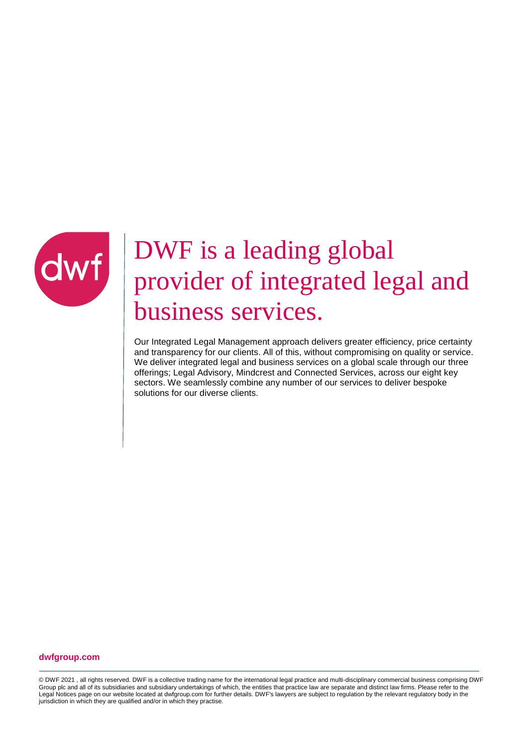dwf

# DWF is a leading global provider of integrated legal and business services.

Our Integrated Legal Management approach delivers greater efficiency, price certainty and transparency for our clients. All of this, without compromising on quality or service. We deliver integrated legal and business services on a global scale through our three offerings; Legal Advisory, Mindcrest and Connected Services, across our eight key sectors. We seamlessly combine any number of our services to deliver bespoke solutions for our diverse clients.

**dwfgroup.com**

© DWF 2021 , all rights reserved. DWF is a collective trading name for the international legal practice and multi-disciplinary commercial business comprising DWF Group plc and all of its subsidiaries and subsidiary undertakings of which, the entities that practice law are separate and distinct law firms. Please refer to the Legal Notices page on our website located at dwfgroup.com for further details. DWF's lawyers are subject to regulation by the relevant regulatory body in the jurisdiction in which they are qualified and/or in which they practise.